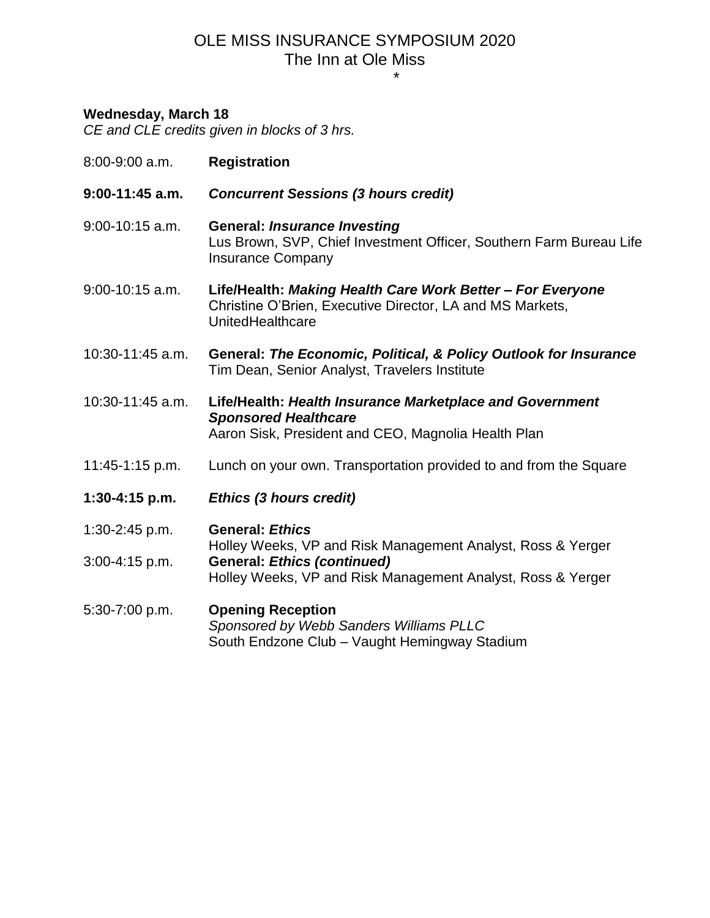# OLE MISS INSURANCE SYMPOSIUM 2020

The Inn at Ole Miss

*

**Wednesday, March 18**

*CE and CLE credits given in blocks of 3 hrs.*

8:00-9:00 a.m. **Registration**

**9:00-11:45 a.m.** ***Concurrent Sessions (3 hours credit)***

9:00-10:15 a.m. **General: *Insurance Investing***
Lus Brown, SVP, Chief Investment Officer, Southern Farm Bureau Life Insurance Company

9:00-10:15 a.m. **Life/Health: *Making Health Care Work Better – For Everyone***
Christine O'Brien, Executive Director, LA and MS Markets, UnitedHealthcare

10:30-11:45 a.m. **General: *The Economic, Political, & Policy Outlook for Insurance***
Tim Dean, Senior Analyst, Travelers Institute

10:30-11:45 a.m. **Life/Health: *Health Insurance Marketplace and Government Sponsored Healthcare***
Aaron Sisk, President and CEO, Magnolia Health Plan

11:45-1:15 p.m. Lunch on your own. Transportation provided to and from the Square

**1:30-4:15 p.m.** ***Ethics (3 hours credit)***

1:30-2:45 p.m. **General: *Ethics***
Holley Weeks, VP and Risk Management Analyst, Ross & Yerger

3:00-4:15 p.m. **General: *Ethics (continued)***
Holley Weeks, VP and Risk Management Analyst, Ross & Yerger

5:30-7:00 p.m. **Opening Reception**
*Sponsored by Webb Sanders Williams PLLC*
South Endzone Club – Vaught Hemingway Stadium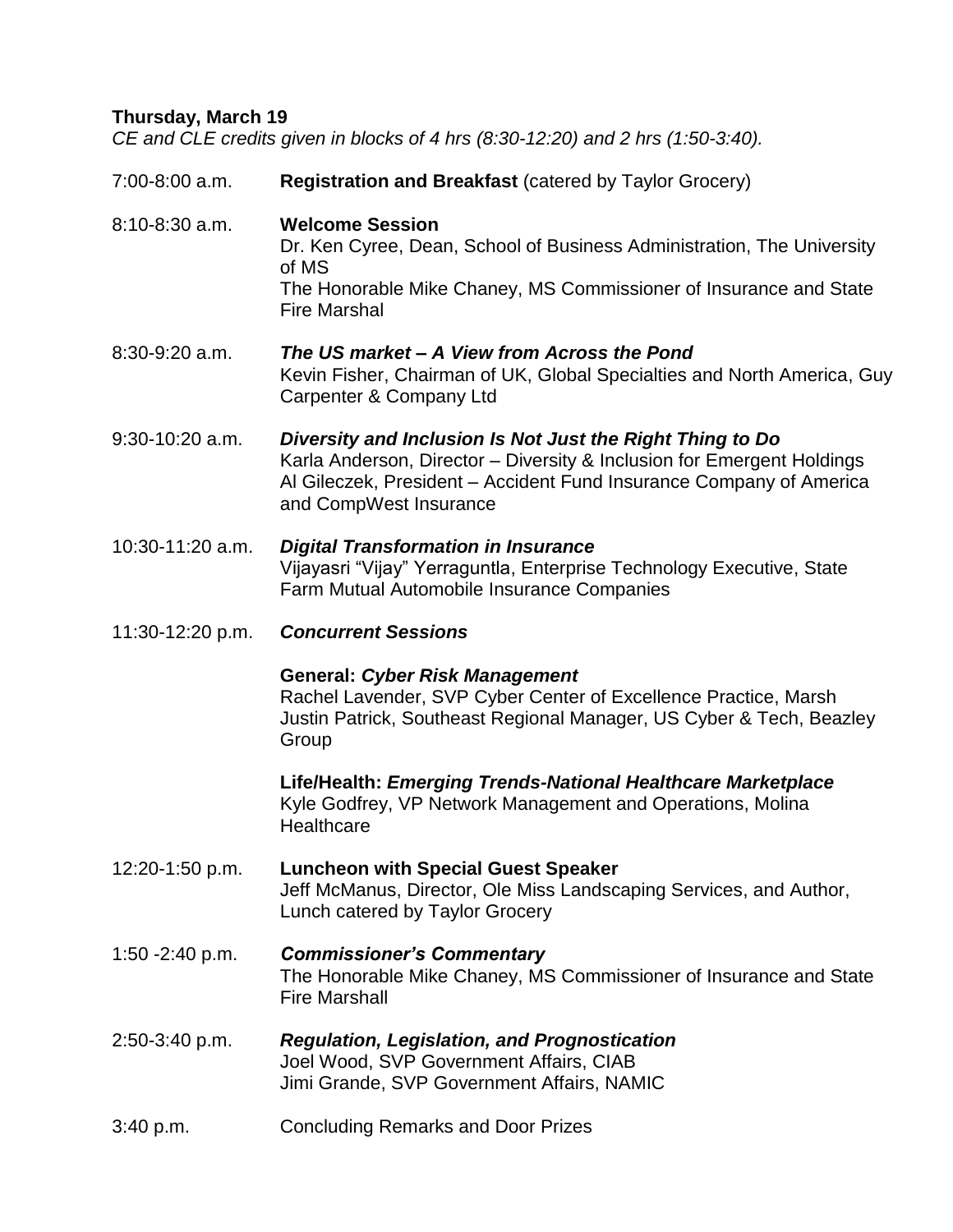**Thursday, March 19**

*CE and CLE credits given in blocks of 4 hrs (8:30-12:20) and 2 hrs (1:50-3:40).*

7:00-8:00 a.m. **Registration and Breakfast** (catered by Taylor Grocery)

8:10-8:30 a.m. **Welcome Session**
Dr. Ken Cyree, Dean, School of Business Administration, The University of MS
The Honorable Mike Chaney, MS Commissioner of Insurance and State Fire Marshal

8:30-9:20 a.m. ***The US market – A View from Across the Pond***
Kevin Fisher, Chairman of UK, Global Specialties and North America, Guy Carpenter & Company Ltd

9:30-10:20 a.m. ***Diversity and Inclusion Is Not Just the Right Thing to Do***
Karla Anderson, Director – Diversity & Inclusion for Emergent Holdings
Al Gileczek, President – Accident Fund Insurance Company of America and CompWest Insurance

10:30-11:20 a.m. ***Digital Transformation in Insurance***
Vijayasri "Vijay" Yerraguntla, Enterprise Technology Executive, State Farm Mutual Automobile Insurance Companies

11:30-12:20 p.m. ***Concurrent Sessions***

**General: *Cyber Risk Management***
Rachel Lavender, SVP Cyber Center of Excellence Practice, Marsh
Justin Patrick, Southeast Regional Manager, US Cyber & Tech, Beazley Group

**Life/Health: *Emerging Trends-National Healthcare Marketplace***
Kyle Godfrey, VP Network Management and Operations, Molina Healthcare

12:20-1:50 p.m. **Luncheon with Special Guest Speaker**
Jeff McManus, Director, Ole Miss Landscaping Services, and Author,
Lunch catered by Taylor Grocery

1:50 -2:40 p.m. ***Commissioner's Commentary***
The Honorable Mike Chaney, MS Commissioner of Insurance and State Fire Marshall

2:50-3:40 p.m. ***Regulation, Legislation, and Prognostication***
Joel Wood, SVP Government Affairs, CIAB
Jimi Grande, SVP Government Affairs, NAMIC

3:40 p.m. Concluding Remarks and Door Prizes